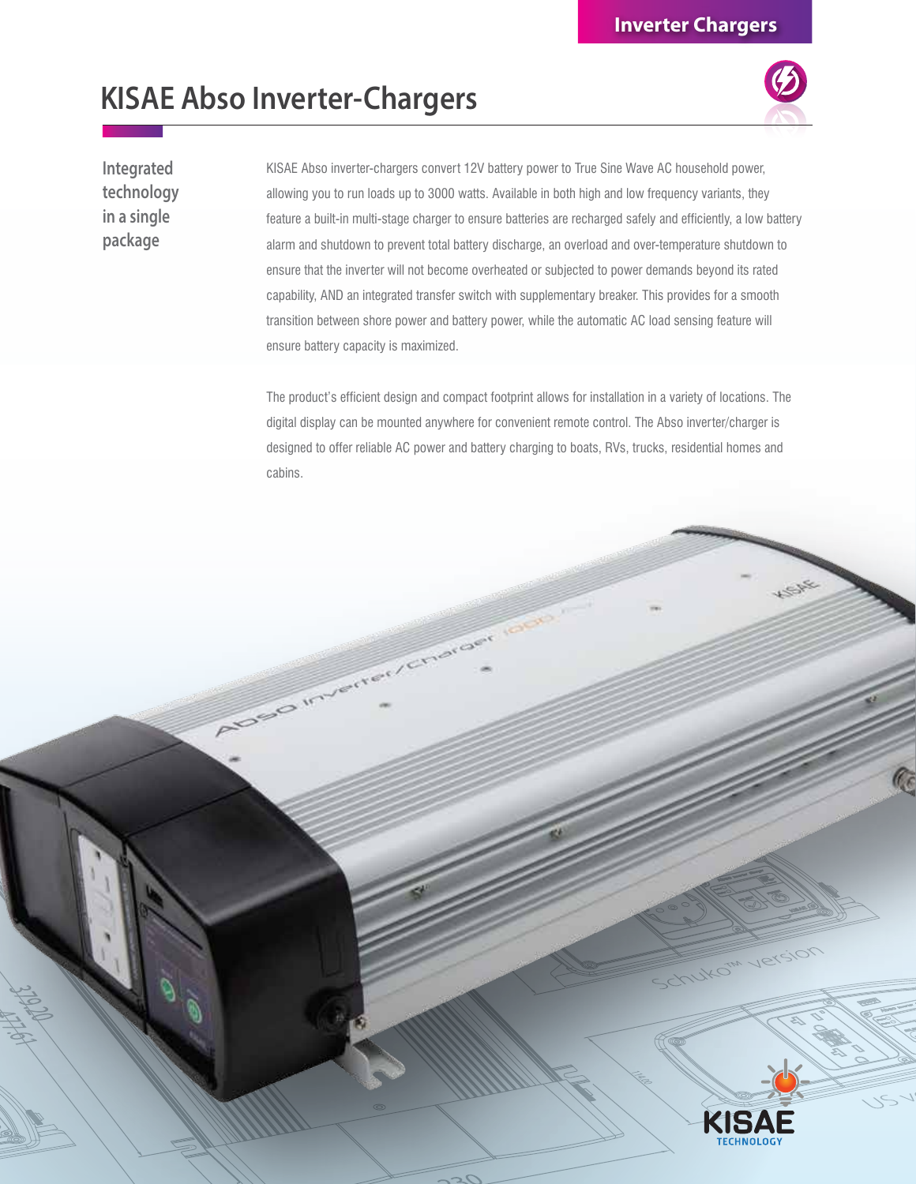# KISAE Abso Inverter-Chargers

**Integrated technology in a single package**

KISAE Abso inverter-chargers convert 12V battery power to True Sine Wave AC household power, allowing you to run loads up to 3000 watts. Available in both high and low frequency variants, they feature a built-in multi-stage charger to ensure batteries are recharged safely and efficiently, a low battery alarm and shutdown to prevent total battery discharge, an overload and over-temperature shutdown to ensure that the inverter will not become overheated or subjected to power demands beyond its rated capability, AND an integrated transfer switch with supplementary breaker. This provides for a smooth transition between shore power and battery power, while the automatic AC load sensing feature will ensure battery capacity is maximized.

The product's efficient design and compact footprint allows for installation in a variety of locations. The digital display can be mounted anywhere for convenient remote control. The Abso inverter/charger is designed to offer reliable AC power and battery charging to boats, RVs, trucks, residential homes and cabins.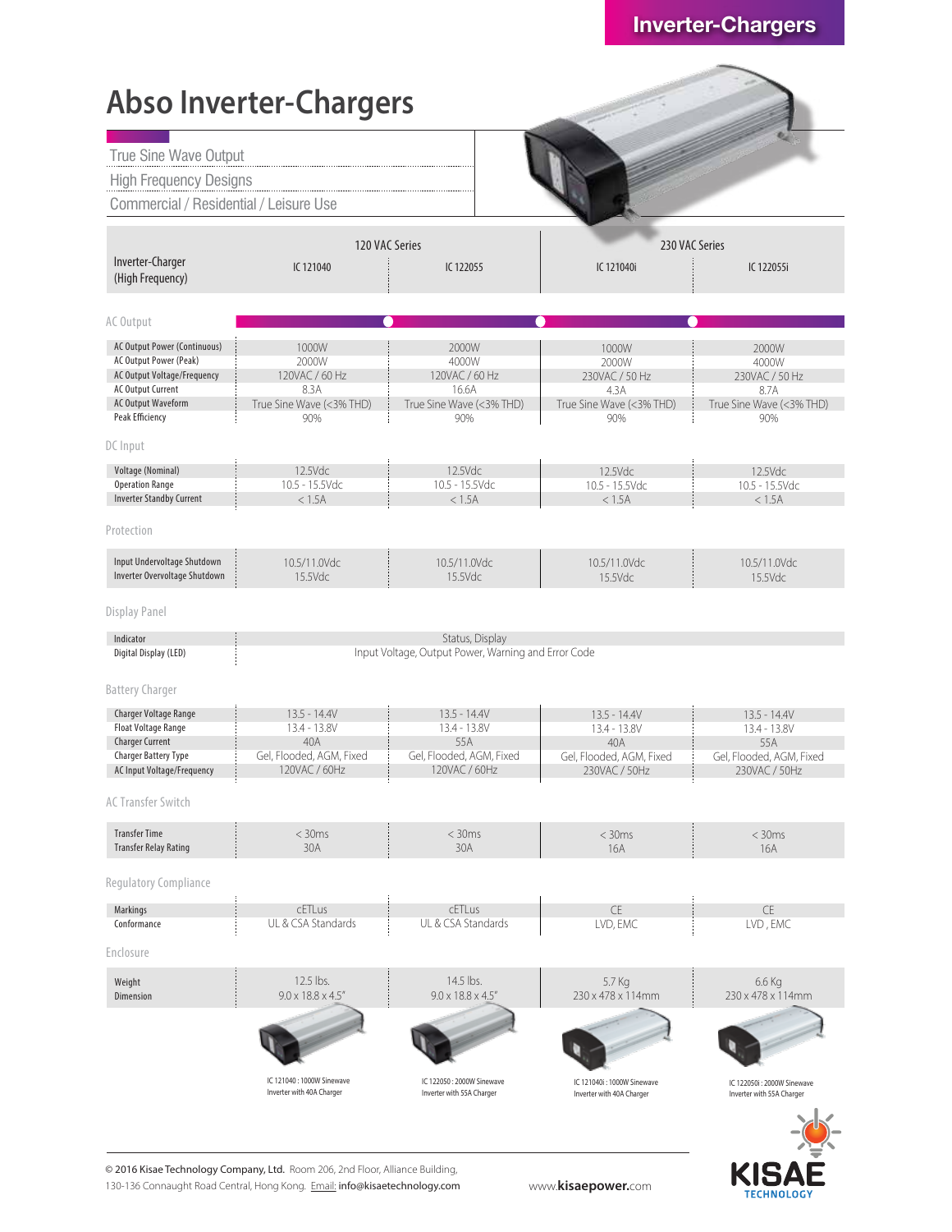Inverter-Chargers

# Abso Inverter-Chargers

- True Sine Wave Output
- High Frequency Designs
- Commercial / Residential / Leisure Use

| Inverter-Charger (High Frequency) | 120 VAC Series | | 230 VAC Series | |
|---|---|---|---|---|
| | IC 121040 | IC 122055 | IC 121040i | IC 122055i |
| **AC Output** | | | | |
| AC Output Power (Continuous) | 1000W | 2000W | 1000W | 2000W |
| AC Output Power (Peak) | 2000W | 4000W | 2000W | 4000W |
| AC Output Voltage/Frequency | 120VAC / 60 Hz | 120VAC / 60 Hz | 230VAC / 50 Hz | 230VAC / 50 Hz |
| AC Output Current | 8.3A | 16.6A | 4.3A | 8.7A |
| AC Output Waveform | True Sine Wave (<3% THD) | True Sine Wave (<3% THD) | True Sine Wave (<3% THD) | True Sine Wave (<3% THD) |
| Peak Efficiency | 90% | 90% | 90% | 90% |
| **DC Input** | | | | |
| Voltage (Nominal) | 12.5Vdc | 12.5Vdc | 12.5Vdc | 12.5Vdc |
| Operation Range | 10.5 - 15.5Vdc | 10.5 - 15.5Vdc | 10.5 - 15.5Vdc | 10.5 - 15.5Vdc |
| Inverter Standby Current | < 1.5A | < 1.5A | < 1.5A | < 1.5A |
| **Protection** | | | | |
| Input Undervoltage Shutdown | 10.5/11.0Vdc | 10.5/11.0Vdc | 10.5/11.0Vdc | 10.5/11.0Vdc |
| Inverter Overvoltage Shutdown | 15.5Vdc | 15.5Vdc | 15.5Vdc | 15.5Vdc |
| **Display Panel** | | | | |
| Indicator | Status, Display | | | |
| Digital Display (LED) | Input Voltage, Output Power, Warning and Error Code | | | |
| **Battery Charger** | | | | |
| Charger Voltage Range | 13.5 - 14.4V | 13.5 - 14.4V | 13.5 - 14.4V | 13.5 - 14.4V |
| Float Voltage Range | 13.4 - 13.8V | 13.4 - 13.8V | 13.4 - 13.8V | 13.4 - 13.8V |
| Charger Current | 40A | 55A | 40A | 55A |
| Charger Battery Type | Gel, Flooded, AGM, Fixed | Gel, Flooded, AGM, Fixed | Gel, Flooded, AGM, Fixed | Gel, Flooded, AGM, Fixed |
| AC Input Voltage/Frequency | 120VAC / 60Hz | 120VAC / 60Hz | 230VAC / 50Hz | 230VAC / 50Hz |
| **AC Transfer Switch** | | | | |
| Transfer Time | < 30ms | < 30ms | < 30ms | < 30ms |
| Transfer Relay Rating | 30A | 30A | 16A | 16A |
| **Regulatory Compliance** | | | | |
| Markings | cETLus | cETLus | CE | CE |
| Conformance | UL & CSA Standards | UL & CSA Standards | LVD, EMC | LVD , EMC |
| **Enclosure** | | | | |
| Weight | 12.5 lbs. | 14.5 lbs. | 5.7 Kg | 6.6 Kg |
| Dimension | 9.0 x 18.8 x 4.5" | 9.0 x 18.8 x 4.5" | 230 x 478 x 114mm | 230 x 478 x 114mm |

IC 121040 : 1000W Sinewave Inverter with 40A Charger

IC 122050 : 2000W Sinewave Inverter with 55A Charger

IC 121040i : 1000W Sinewave Inverter with 40A Charger

IC 122050i : 2000W Sinewave Inverter with 55A Charger

© 2016 Kisae Technology Company, Ltd. Room 206, 2nd Floor, Alliance Building, 130-136 Connaught Road Central, Hong Kong. Email: info@kisaetechnology.com

www.kisaepower.com

KISAE TECHNOLOGY